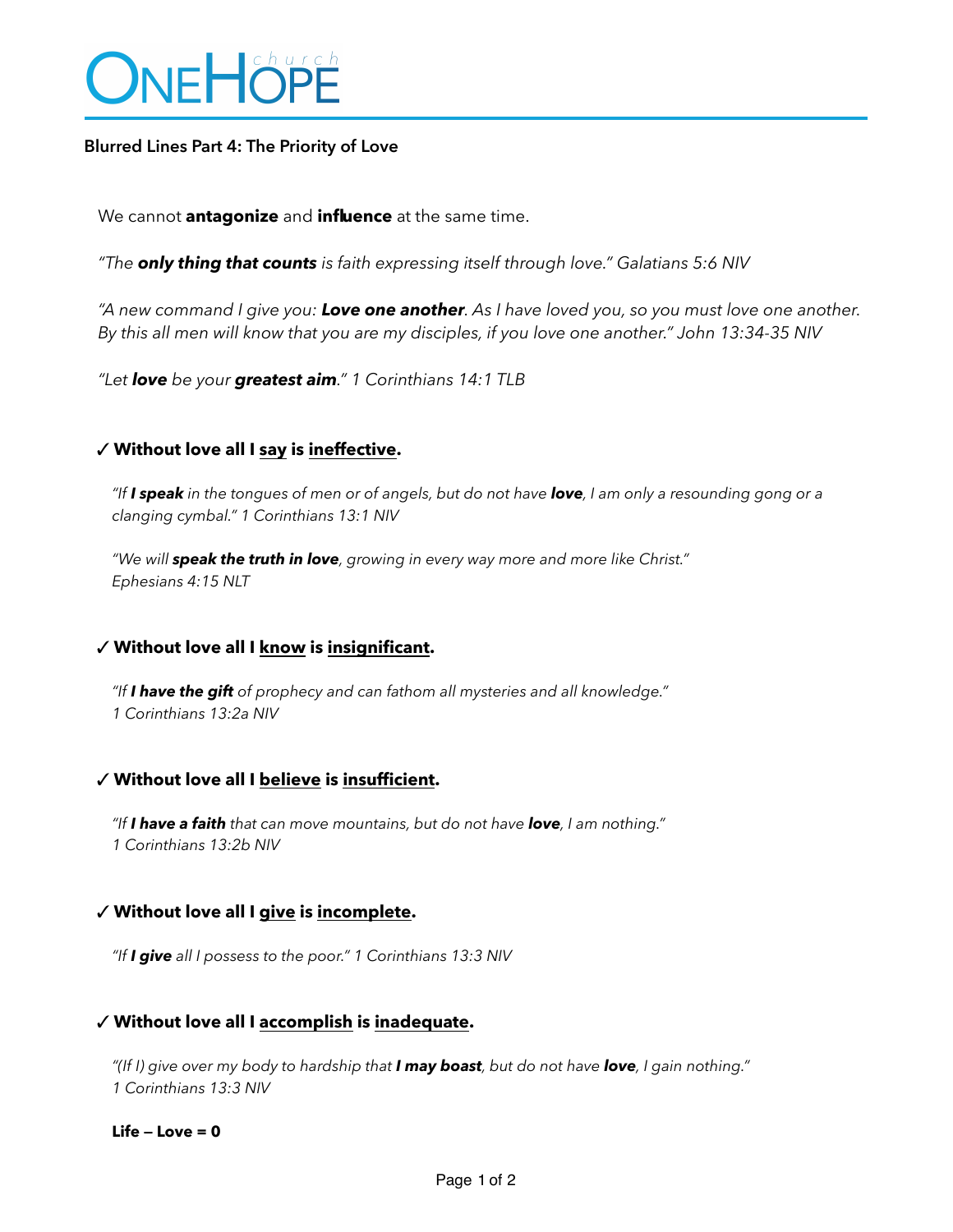# ONEHOPE church

## Blurred Lines Part 4: The Priority of Love

We cannot **antagonize** and **influence** at the same time.

*"The **only thing that counts** is faith expressing itself through love." Galatians 5:6 NIV*

*"A new command I give you: **Love one another**. As I have loved you, so you must love one another. By this all men will know that you are my disciples, if you love one another." John 13:34-35 NIV*

*"Let **love** be your **greatest aim**." 1 Corinthians 14:1 TLB*

### ✓ Without love all I <u>say</u> is <u>ineffective</u>.

*"If **I speak** in the tongues of men or of angels, but do not have **love**, I am only a resounding gong or a clanging cymbal." 1 Corinthians 13:1 NIV*

*"We will **speak the truth in love**, growing in every way more and more like Christ." Ephesians 4:15 NLT*

### ✓ Without love all I <u>know</u> is <u>insignificant</u>.

*"If **I have the gift** of prophecy and can fathom all mysteries and all knowledge." 1 Corinthians 13:2a NIV*

### ✓ Without love all I <u>believe</u> is <u>insufficient</u>.

*"If **I have a faith** that can move mountains, but do not have **love**, I am nothing." 1 Corinthians 13:2b NIV*

### ✓ Without love all I <u>give</u> is <u>incomplete</u>.

*"If **I give** all I possess to the poor." 1 Corinthians 13:3 NIV*

### ✓ Without love all I <u>accomplish</u> is <u>inadequate</u>.

*"(If I) give over my body to hardship that **I may boast**, but do not have **love**, I gain nothing." 1 Corinthians 13:3 NIV*

**Life – Love = 0**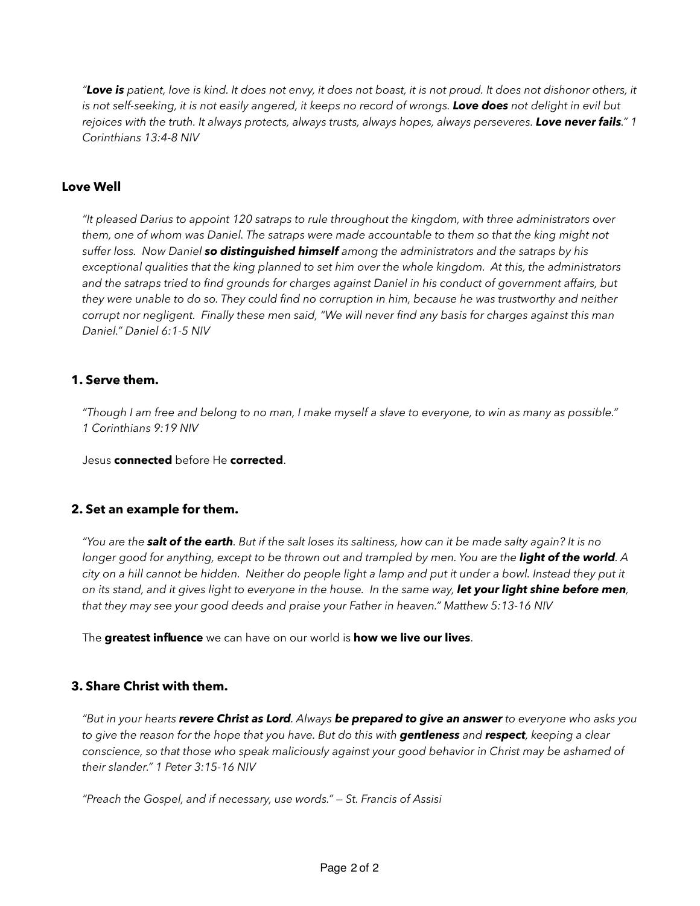*"**Love is** patient, love is kind. It does not envy, it does not boast, it is not proud. It does not dishonor others, it is not self-seeking, it is not easily angered, it keeps no record of wrongs. **Love does** not delight in evil but rejoices with the truth. It always protects, always trusts, always hopes, always perseveres. **Love never fails**." 1 Corinthians 13:4-8 NIV*

## Love Well

*"It pleased Darius to appoint 120 satraps to rule throughout the kingdom, with three administrators over them, one of whom was Daniel. The satraps were made accountable to them so that the king might not suffer loss. Now Daniel **so distinguished himself** among the administrators and the satraps by his exceptional qualities that the king planned to set him over the whole kingdom. At this, the administrators and the satraps tried to find grounds for charges against Daniel in his conduct of government affairs, but they were unable to do so. They could find no corruption in him, because he was trustworthy and neither corrupt nor negligent. Finally these men said, "We will never find any basis for charges against this man Daniel." Daniel 6:1-5 NIV*

### 1. Serve them.

*"Though I am free and belong to no man, I make myself a slave to everyone, to win as many as possible." 1 Corinthians 9:19 NIV*

Jesus **connected** before He **corrected**.

### 2. Set an example for them.

*"You are the **salt of the earth**. But if the salt loses its saltiness, how can it be made salty again? It is no longer good for anything, except to be thrown out and trampled by men. You are the **light of the world**. A city on a hill cannot be hidden. Neither do people light a lamp and put it under a bowl. Instead they put it on its stand, and it gives light to everyone in the house. In the same way, **let your light shine before men**, that they may see your good deeds and praise your Father in heaven." Matthew 5:13-16 NIV*

The **greatest influence** we can have on our world is **how we live our lives**.

### 3. Share Christ with them.

*"But in your hearts **revere Christ as Lord**. Always **be prepared to give an answer** to everyone who asks you to give the reason for the hope that you have. But do this with **gentleness** and **respect**, keeping a clear conscience, so that those who speak maliciously against your good behavior in Christ may be ashamed of their slander." 1 Peter 3:15-16 NIV*

*"Preach the Gospel, and if necessary, use words." — St. Francis of Assisi*